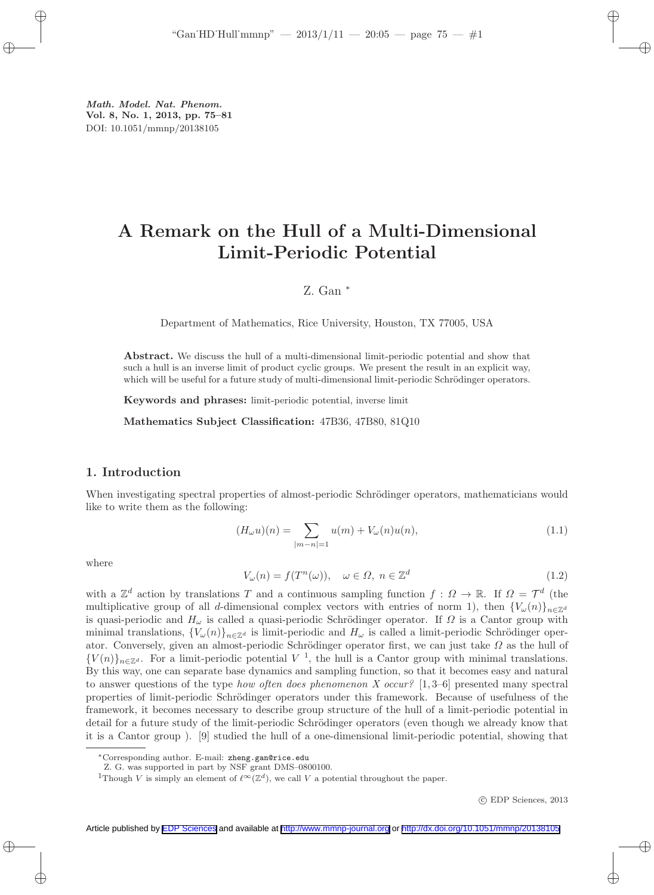*Math. Model. Nat. Phenom.*
**Vol. 8, No. 1, 2013, pp. 75–81**
DOI: 10.1051/mmnp/20138105

# A Remark on the Hull of a Multi-Dimensional Limit-Periodic Potential

Z. Gan [*]

Department of Mathematics, Rice University, Houston, TX 77005, USA

**Abstract.** We discuss the hull of a multi-dimensional limit-periodic potential and show that such a hull is an inverse limit of product cyclic groups. We present the result in an explicit way, which will be useful for a future study of multi-dimensional limit-periodic Schrödinger operators.

**Keywords and phrases:** limit-periodic potential, inverse limit

**Mathematics Subject Classification:** 47B36, 47B80, 81Q10

## 1. Introduction

When investigating spectral properties of almost-periodic Schrödinger operators, mathematicians would like to write them as the following:

$$(H_\omega u)(n) = \sum_{|m-n|=1} u(m) + V_\omega(n)u(n), \tag{1.1}$$

where

$$V_\omega(n) = f(T^n(\omega)), \quad \omega \in \Omega,\ n \in \mathbb{Z}^d \tag{1.2}$$

with a $\mathbb{Z}^d$ action by translations $T$ and a continuous sampling function $f : \Omega \to \mathbb{R}$. If $\Omega = \mathcal{T}^d$ (the multiplicative group of all $d$-dimensional complex vectors with entries of norm 1), then $\{V_\omega(n)\}_{n\in\mathbb{Z}^d}$ is quasi-periodic and $H_\omega$ is called a quasi-periodic Schrödinger operator. If $\Omega$ is a Cantor group with minimal translations, $\{V_\omega(n)\}_{n\in\mathbb{Z}^d}$ is limit-periodic and $H_\omega$ is called a limit-periodic Schrödinger operator. Conversely, given an almost-periodic Schrödinger operator first, we can just take $\Omega$ as the hull of $\{V(n)\}_{n\in\mathbb{Z}^d}$. For a limit-periodic potential $V$ [1], the hull is a Cantor group with minimal translations. By this way, one can separate base dynamics and sampling function, so that it becomes easy and natural to answer questions of the type *how often does phenomenon X occur?* [1, 3–6] presented many spectral properties of limit-periodic Schrödinger operators under this framework. Because of usefulness of the framework, it becomes necessary to describe group structure of the hull of a limit-periodic potential in detail for a future study of the limit-periodic Schrödinger operators (even though we already know that it is a Cantor group ). [9] studied the hull of a one-dimensional limit-periodic potential, showing that

---

[*] Corresponding author. E-mail: zheng.gan@rice.edu
Z. G. was supported in part by NSF grant DMS–0800100.

[1] Though $V$ is simply an element of $\ell^\infty(\mathbb{Z}^d)$, we call $V$ a potential throughout the paper.

© EDP Sciences, 2013

Article published by EDP Sciences and available at http://www.mmnp-journal.org or http://dx.doi.org/10.1051/mmnp/20138105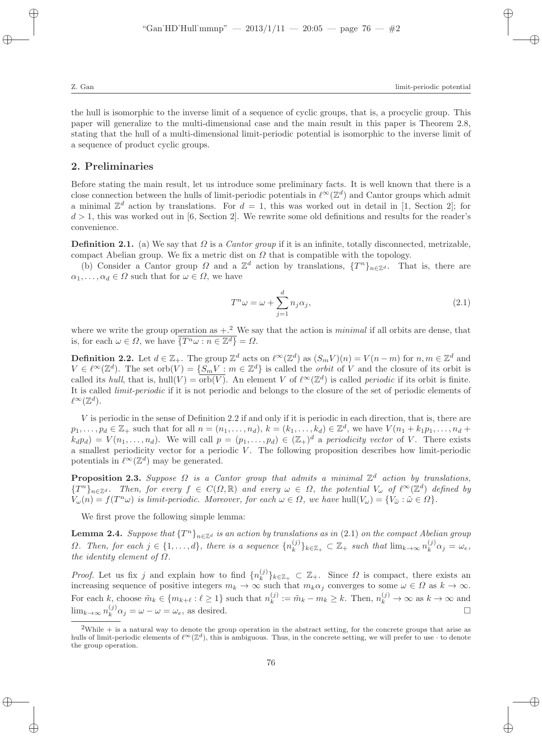the hull is isomorphic to the inverse limit of a sequence of cyclic groups, that is, a procyclic group. This paper will generalize to the multi-dimensional case and the main result in this paper is Theorem 2.8, stating that the hull of a multi-dimensional limit-periodic potential is isomorphic to the inverse limit of a sequence of product cyclic groups.

## 2. Preliminaries

Before stating the main result, let us introduce some preliminary facts. It is well known that there is a close connection between the hulls of limit-periodic potentials in $\ell^\infty(\mathbb{Z}^d)$ and Cantor groups which admit a minimal $\mathbb{Z}^d$ action by translations. For $d = 1$, this was worked out in detail in [1, Section 2]; for $d > 1$, this was worked out in [6, Section 2]. We rewrite some old definitions and results for the reader's convenience.

**Definition 2.1.** (a) We say that $\Omega$ is a *Cantor group* if it is an infinite, totally disconnected, metrizable, compact Abelian group. We fix a metric dist on $\Omega$ that is compatible with the topology.

(b) Consider a Cantor group $\Omega$ and a $\mathbb{Z}^d$ action by translations, $\{T^n\}_{n\in\mathbb{Z}^d}$. That is, there are $\alpha_1, \ldots, \alpha_d \in \Omega$ such that for $\omega \in \Omega$, we have

$$T^n\omega = \omega + \sum_{j=1}^{d} n_j\alpha_j, \tag{2.1}$$

where we write the group operation as $+$.[2] We say that the action is *minimal* if all orbits are dense, that is, for each $\omega \in \Omega$, we have $\overline{\{T^n\omega : n \in \mathbb{Z}^d\}} = \Omega$.

**Definition 2.2.** Let $d \in \mathbb{Z}_+$. The group $\mathbb{Z}^d$ acts on $\ell^\infty(\mathbb{Z}^d)$ as $(S_mV)(n) = V(n-m)$ for $n, m \in \mathbb{Z}^d$ and $V \in \ell^\infty(\mathbb{Z}^d)$. The set $\mathrm{orb}(V) = \{S_mV : m \in \mathbb{Z}^d\}$ is called the *orbit* of $V$ and the closure of its orbit is called its *hull*, that is, $\mathrm{hull}(V) = \overline{\mathrm{orb}(V)}$. An element $V$ of $\ell^\infty(\mathbb{Z}^d)$ is called *periodic* if its orbit is finite. It is called *limit-periodic* if it is not periodic and belongs to the closure of the set of periodic elements of $\ell^\infty(\mathbb{Z}^d)$.

$V$ is periodic in the sense of Definition 2.2 if and only if it is periodic in each direction, that is, there are $p_1, \ldots, p_d \in \mathbb{Z}_+$ such that for all $n = (n_1, \ldots, n_d)$, $k = (k_1, \ldots, k_d) \in \mathbb{Z}^d$, we have $V(n_1 + k_1p_1, \ldots, n_d + k_dp_d) = V(n_1, \ldots, n_d)$. We will call $p = (p_1, \ldots, p_d) \in (\mathbb{Z}_+)^d$ a *periodicity vector* of $V$. There exists a smallest periodicity vector for a periodic $V$. The following proposition describes how limit-periodic potentials in $\ell^\infty(\mathbb{Z}^d)$ may be generated.

**Proposition 2.3.** *Suppose $\Omega$ is a Cantor group that admits a minimal $\mathbb{Z}^d$ action by translations, $\{T^n\}_{n\in\mathbb{Z}^d}$. Then, for every $f \in C(\Omega, \mathbb{R})$ and every $\omega \in \Omega$, the potential $V_\omega$ of $\ell^\infty(\mathbb{Z}^d)$ defined by $V_\omega(n) = f(T^n\omega)$ is limit-periodic. Moreover, for each $\omega \in \Omega$, we have $\mathrm{hull}(V_\omega) = \{V_{\tilde{\omega}} : \tilde{\omega} \in \Omega\}$.*

We first prove the following simple lemma:

**Lemma 2.4.** *Suppose that $\{T^n\}_{n\in\mathbb{Z}^d}$ is an action by translations as in (2.1) on the compact Abelian group $\Omega$. Then, for each $j \in \{1, \ldots, d\}$, there is a sequence $\{n_k^{(j)}\}_{k\in\mathbb{Z}_+} \subset \mathbb{Z}_+$ such that $\lim_{k\to\infty} n_k^{(j)}\alpha_j = \omega_e$, the identity element of $\Omega$.*

*Proof.* Let us fix $j$ and explain how to find $\{n_k^{(j)}\}_{k\in\mathbb{Z}_+} \subset \mathbb{Z}_+$. Since $\Omega$ is compact, there exists an increasing sequence of positive integers $m_k \to \infty$ such that $m_k\alpha_j$ converges to some $\omega \in \Omega$ as $k \to \infty$. For each $k$, choose $\tilde{m}_k \in \{m_{k+\ell} : \ell \geq 1\}$ such that $n_k^{(j)} := \tilde{m}_k - m_k \geq k$. Then, $n_k^{(j)} \to \infty$ as $k \to \infty$ and $\lim_{k\to\infty} n_k^{(j)}\alpha_j = \omega - \omega = \omega_e$, as desired. $\square$

---

[2] While $+$ is a natural way to denote the group operation in the abstract setting, for the concrete groups that arise as hulls of limit-periodic elements of $\ell^\infty(\mathbb{Z}^d)$, this is ambiguous. Thus, in the concrete setting, we will prefer to use $\cdot$ to denote the group operation.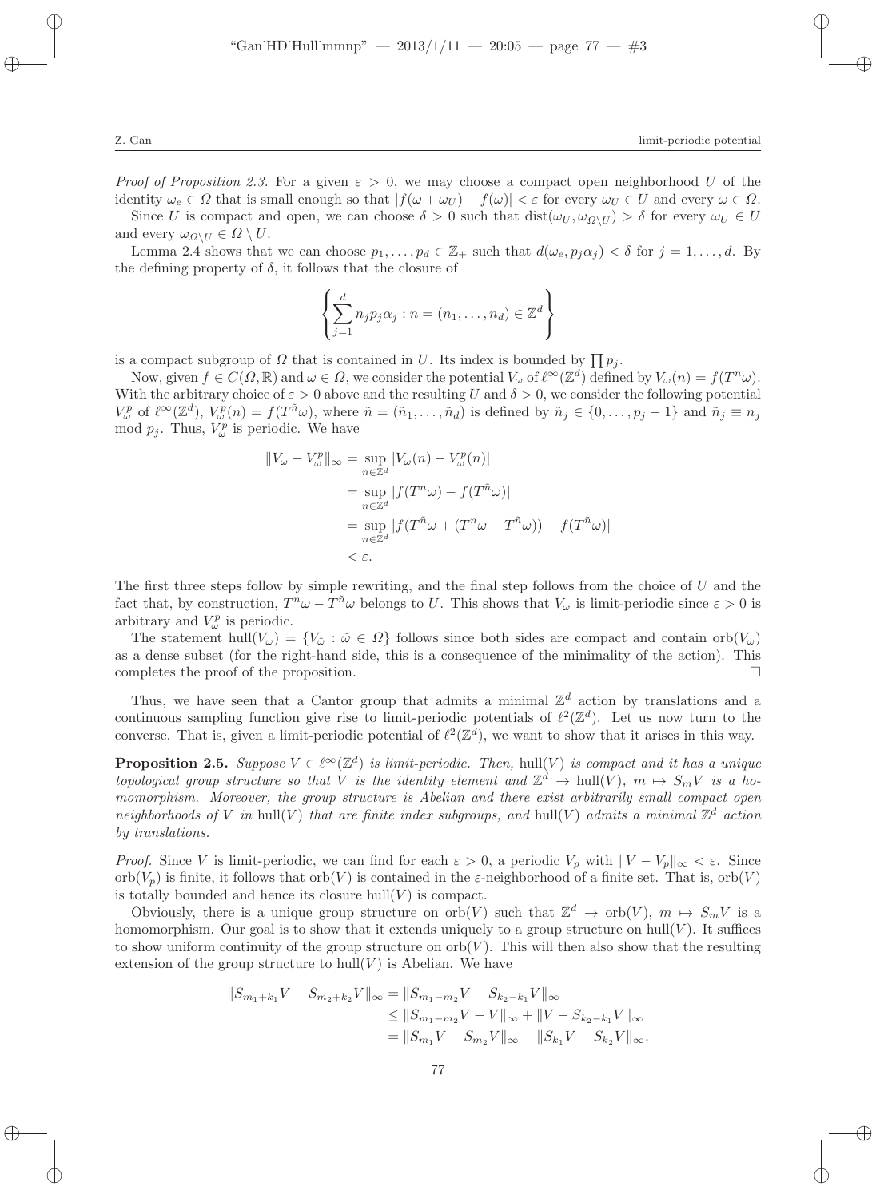*Proof of Proposition 2.3.* For a given $\varepsilon > 0$, we may choose a compact open neighborhood $U$ of the identity $\omega_e \in \Omega$ that is small enough so that $|f(\omega + \omega_U) - f(\omega)| < \varepsilon$ for every $\omega_U \in U$ and every $\omega \in \Omega$.

Since $U$ is compact and open, we can choose $\delta > 0$ such that $\mathrm{dist}(\omega_U, \omega_{\Omega \setminus U}) > \delta$ for every $\omega_U \in U$ and every $\omega_{\Omega \setminus U} \in \Omega \setminus U$.

Lemma 2.4 shows that we can choose $p_1, \ldots, p_d \in \mathbb{Z}_+$ such that $d(\omega_e, p_j \alpha_j) < \delta$ for $j = 1, \ldots, d$. By the defining property of $\delta$, it follows that the closure of

$$\left\{ \sum_{j=1}^{d} n_j p_j \alpha_j : n = (n_1, \ldots, n_d) \in \mathbb{Z}^d \right\}$$

is a compact subgroup of $\Omega$ that is contained in $U$. Its index is bounded by $\prod p_j$.

Now, given $f \in C(\Omega, \mathbb{R})$ and $\omega \in \Omega$, we consider the potential $V_\omega$ of $\ell^\infty(\mathbb{Z}^d)$ defined by $V_\omega(n) = f(T^n \omega)$. With the arbitrary choice of $\varepsilon > 0$ above and the resulting $U$ and $\delta > 0$, we consider the following potential $V_\omega^p$ of $\ell^\infty(\mathbb{Z}^d)$, $V_\omega^p(n) = f(T^{\tilde{n}} \omega)$, where $\tilde{n} = (\tilde{n}_1, \ldots, \tilde{n}_d)$ is defined by $\tilde{n}_j \in \{0, \ldots, p_j - 1\}$ and $\tilde{n}_j \equiv n_j \mod p_j$. Thus, $V_\omega^p$ is periodic. We have

$$\begin{aligned}
\|V_\omega - V_\omega^p\|_\infty &= \sup_{n \in \mathbb{Z}^d} |V_\omega(n) - V_\omega^p(n)| \\
&= \sup_{n \in \mathbb{Z}^d} |f(T^n \omega) - f(T^{\tilde{n}} \omega)| \\
&= \sup_{n \in \mathbb{Z}^d} |f(T^{\tilde{n}} \omega + (T^n \omega - T^{\tilde{n}} \omega)) - f(T^{\tilde{n}} \omega)| \\
&< \varepsilon.
\end{aligned}$$

The first three steps follow by simple rewriting, and the final step follows from the choice of $U$ and the fact that, by construction, $T^n \omega - T^{\tilde{n}} \omega$ belongs to $U$. This shows that $V_\omega$ is limit-periodic since $\varepsilon > 0$ is arbitrary and $V_\omega^p$ is periodic.

The statement $\mathrm{hull}(V_\omega) = \{V_{\tilde{\omega}} : \tilde{\omega} \in \Omega\}$ follows since both sides are compact and contain $\mathrm{orb}(V_\omega)$ as a dense subset (for the right-hand side, this is a consequence of the minimality of the action). This completes the proof of the proposition. $\square$

Thus, we have seen that a Cantor group that admits a minimal $\mathbb{Z}^d$ action by translations and a continuous sampling function give rise to limit-periodic potentials of $\ell^2(\mathbb{Z}^d)$. Let us now turn to the converse. That is, given a limit-periodic potential of $\ell^2(\mathbb{Z}^d)$, we want to show that it arises in this way.

**Proposition 2.5.** *Suppose $V \in \ell^\infty(\mathbb{Z}^d)$ is limit-periodic. Then,* $\mathrm{hull}(V)$ *is compact and it has a unique topological group structure so that $V$ is the identity element and $\mathbb{Z}^d \to \mathrm{hull}(V)$, $m \mapsto S_m V$ is a homomorphism. Moreover, the group structure is Abelian and there exist arbitrarily small compact open neighborhoods of $V$ in* $\mathrm{hull}(V)$ *that are finite index subgroups, and* $\mathrm{hull}(V)$ *admits a minimal $\mathbb{Z}^d$ action by translations.*

*Proof.* Since $V$ is limit-periodic, we can find for each $\varepsilon > 0$, a periodic $V_p$ with $\|V - V_p\|_\infty < \varepsilon$. Since $\mathrm{orb}(V_p)$ is finite, it follows that $\mathrm{orb}(V)$ is contained in the $\varepsilon$-neighborhood of a finite set. That is, $\mathrm{orb}(V)$ is totally bounded and hence its closure $\mathrm{hull}(V)$ is compact.

Obviously, there is a unique group structure on $\mathrm{orb}(V)$ such that $\mathbb{Z}^d \to \mathrm{orb}(V)$, $m \mapsto S_m V$ is a homomorphism. Our goal is to show that it extends uniquely to a group structure on $\mathrm{hull}(V)$. It suffices to show uniform continuity of the group structure on $\mathrm{orb}(V)$. This will then also show that the resulting extension of the group structure to $\mathrm{hull}(V)$ is Abelian. We have

$$\begin{aligned}
\|S_{m_1+k_1} V - S_{m_2+k_2} V\|_\infty &= \|S_{m_1-m_2} V - S_{k_2-k_1} V\|_\infty \\
&\le \|S_{m_1-m_2} V - V\|_\infty + \|V - S_{k_2-k_1} V\|_\infty \\
&= \|S_{m_1} V - S_{m_2} V\|_\infty + \|S_{k_1} V - S_{k_2} V\|_\infty.
\end{aligned}$$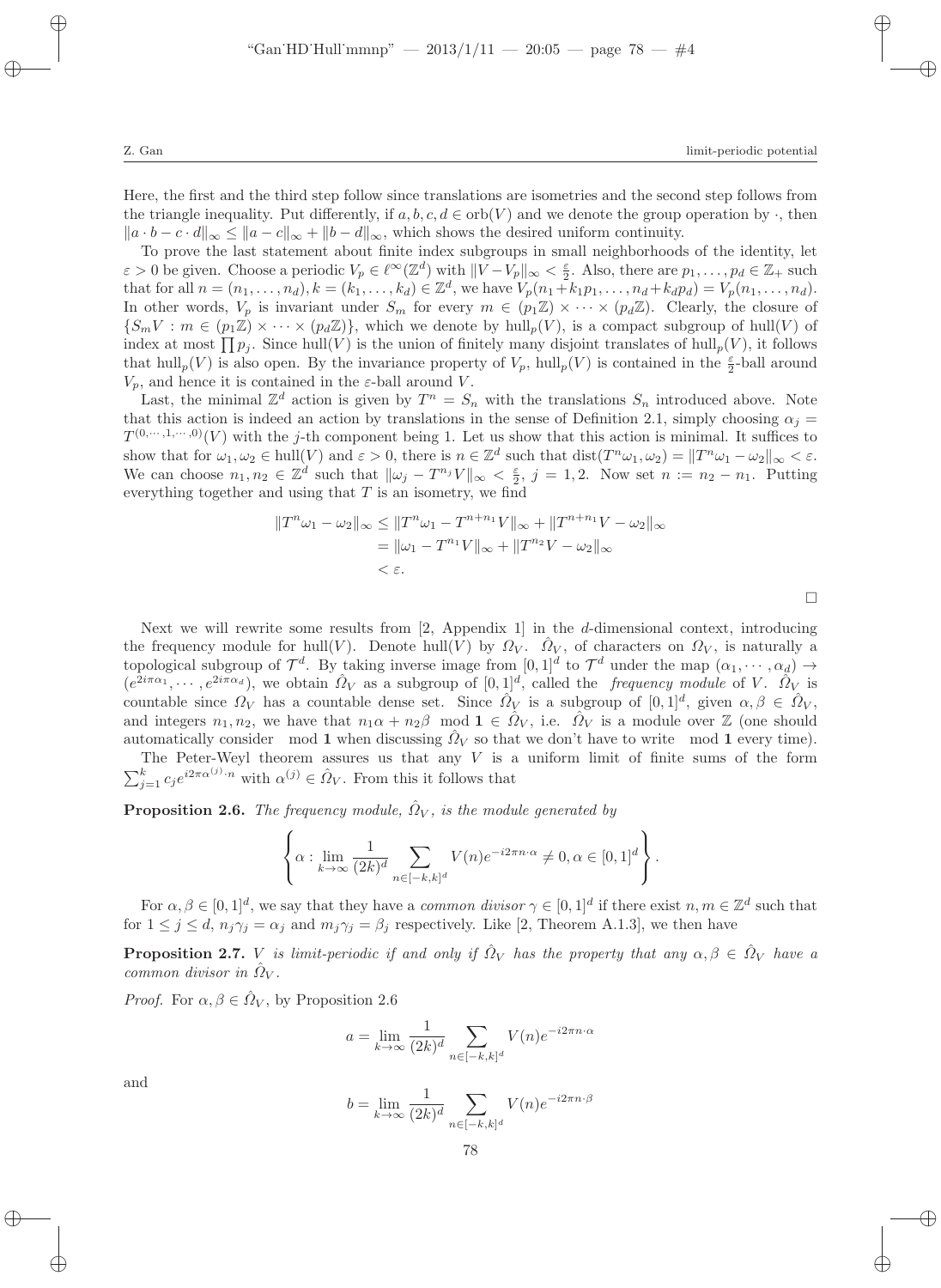Here, the first and the third step follow since translations are isometries and the second step follows from the triangle inequality. Put differently, if $a, b, c, d \in \mathrm{orb}(V)$ and we denote the group operation by $\cdot$, then $\|a \cdot b - c \cdot d\|_\infty \leq \|a - c\|_\infty + \|b - d\|_\infty$, which shows the desired uniform continuity.

To prove the last statement about finite index subgroups in small neighborhoods of the identity, let $\varepsilon > 0$ be given. Choose a periodic $V_p \in \ell^\infty(\mathbb{Z}^d)$ with $\|V - V_p\|_\infty < \frac{\varepsilon}{2}$. Also, there are $p_1, \ldots, p_d \in \mathbb{Z}_+$ such that for all $n = (n_1, \ldots, n_d), k = (k_1, \ldots, k_d) \in \mathbb{Z}^d$, we have $V_p(n_1 + k_1 p_1, \ldots, n_d + k_d p_d) = V_p(n_1, \ldots, n_d)$. In other words, $V_p$ is invariant under $S_m$ for every $m \in (p_1\mathbb{Z}) \times \cdots \times (p_d\mathbb{Z})$. Clearly, the closure of $\{S_m V : m \in (p_1\mathbb{Z}) \times \cdots \times (p_d\mathbb{Z})\}$, which we denote by $\mathrm{hull}_p(V)$, is a compact subgroup of $\mathrm{hull}(V)$ of index at most $\prod p_j$. Since $\mathrm{hull}(V)$ is the union of finitely many disjoint translates of $\mathrm{hull}_p(V)$, it follows that $\mathrm{hull}_p(V)$ is also open. By the invariance property of $V_p$, $\mathrm{hull}_p(V)$ is contained in the $\frac{\varepsilon}{2}$-ball around $V_p$, and hence it is contained in the $\varepsilon$-ball around $V$.

Last, the minimal $\mathbb{Z}^d$ action is given by $T^n = S_n$ with the translations $S_n$ introduced above. Note that this action is indeed an action by translations in the sense of Definition 2.1, simply choosing $\alpha_j = T^{(0,\cdots,1,\cdots,0)}(V)$ with the $j$-th component being 1. Let us show that this action is minimal. It suffices to show that for $\omega_1, \omega_2 \in \mathrm{hull}(V)$ and $\varepsilon > 0$, there is $n \in \mathbb{Z}^d$ such that $\mathrm{dist}(T^n\omega_1, \omega_2) = \|T^n\omega_1 - \omega_2\|_\infty < \varepsilon$. We can choose $n_1, n_2 \in \mathbb{Z}^d$ such that $\|\omega_j - T^{n_j}V\|_\infty < \frac{\varepsilon}{2}$, $j = 1, 2$. Now set $n := n_2 - n_1$. Putting everything together and using that $T$ is an isometry, we find

$$
\begin{aligned}
\|T^n\omega_1 - \omega_2\|_\infty &\leq \|T^n\omega_1 - T^{n+n_1}V\|_\infty + \|T^{n+n_1}V - \omega_2\|_\infty \\
&= \|\omega_1 - T^{n_1}V\|_\infty + \|T^{n_2}V - \omega_2\|_\infty \\
&< \varepsilon.
\end{aligned}
$$

□

Next we will rewrite some results from [2, Appendix 1] in the $d$-dimensional context, introducing the frequency module for $\mathrm{hull}(V)$. Denote $\mathrm{hull}(V)$ by $\Omega_V$. $\hat{\Omega}_V$, of characters on $\Omega_V$, is naturally a topological subgroup of $\mathcal{T}^d$. By taking inverse image from $[0,1]^d$ to $\mathcal{T}^d$ under the map $(\alpha_1, \cdots, \alpha_d) \to (e^{2i\pi\alpha_1}, \cdots, e^{2i\pi\alpha_d})$, we obtain $\hat{\Omega}_V$ as a subgroup of $[0,1]^d$, called the *frequency module* of $V$. $\hat{\Omega}_V$ is countable since $\Omega_V$ has a countable dense set. Since $\hat{\Omega}_V$ is a subgroup of $[0,1]^d$, given $\alpha, \beta \in \hat{\Omega}_V$, and integers $n_1, n_2$, we have that $n_1\alpha + n_2\beta \mod \mathbf{1} \in \hat{\Omega}_V$, i.e. $\hat{\Omega}_V$ is a module over $\mathbb{Z}$ (one should automatically consider $\mod \mathbf{1}$ when discussing $\hat{\Omega}_V$ so that we don't have to write $\mod \mathbf{1}$ every time).

The Peter-Weyl theorem assures us that any $V$ is a uniform limit of finite sums of the form $\sum_{j=1}^k c_j e^{i2\pi\alpha^{(j)}\cdot n}$ with $\alpha^{(j)} \in \hat{\Omega}_V$. From this it follows that

**Proposition 2.6.** *The frequency module, $\hat{\Omega}_V$, is the module generated by*

$$
\left\{ \alpha : \lim_{k\to\infty} \frac{1}{(2k)^d} \sum_{n\in[-k,k]^d} V(n) e^{-i2\pi n\cdot\alpha} \neq 0, \alpha \in [0,1]^d \right\}.
$$

For $\alpha, \beta \in [0,1]^d$, we say that they have a *common divisor* $\gamma \in [0,1]^d$ if there exist $n, m \in \mathbb{Z}^d$ such that for $1 \leq j \leq d$, $n_j\gamma_j = \alpha_j$ and $m_j\gamma_j = \beta_j$ respectively. Like [2, Theorem A.1.3], we then have

**Proposition 2.7.** *$V$ is limit-periodic if and only if $\hat{\Omega}_V$ has the property that any $\alpha, \beta \in \hat{\Omega}_V$ have a common divisor in $\hat{\Omega}_V$.*

*Proof.* For $\alpha, \beta \in \hat{\Omega}_V$, by Proposition 2.6

$$
a = \lim_{k\to\infty} \frac{1}{(2k)^d} \sum_{n\in[-k,k]^d} V(n) e^{-i2\pi n\cdot\alpha}
$$

and

$$
b = \lim_{k\to\infty} \frac{1}{(2k)^d} \sum_{n\in[-k,k]^d} V(n) e^{-i2\pi n\cdot\beta}
$$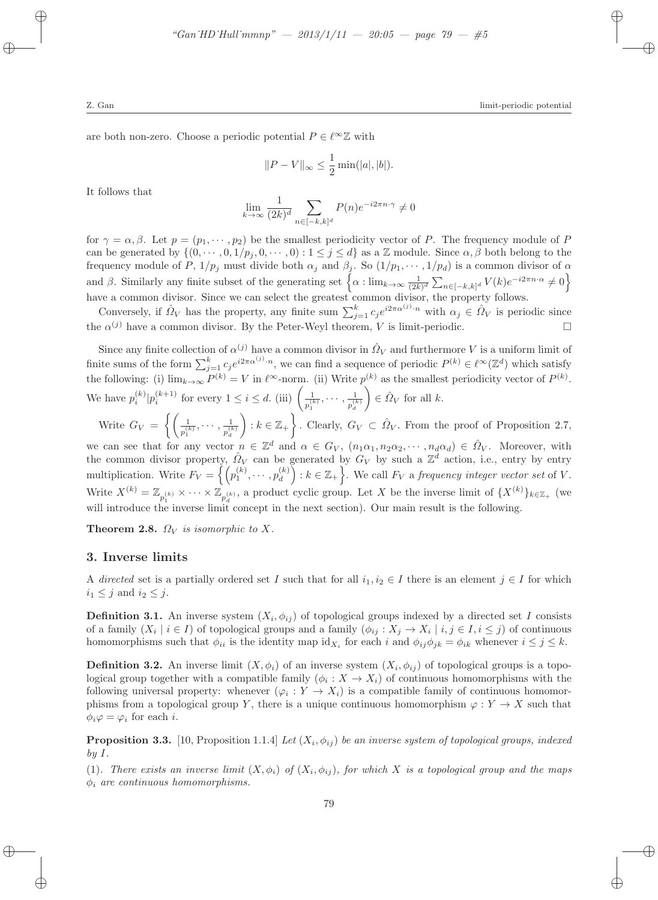are both non-zero. Choose a periodic potential $P \in \ell^\infty \mathbb{Z}$ with

$$\|P - V\|_\infty \leq \frac{1}{2}\min(|a|, |b|).$$

It follows that

$$\lim_{k\to\infty} \frac{1}{(2k)^d} \sum_{n\in[-k,k]^d} P(n) e^{-i2\pi n\cdot\gamma} \neq 0$$

for $\gamma = \alpha, \beta$. Let $p = (p_1, \cdots, p_2)$ be the smallest periodicity vector of $P$. The frequency module of $P$ can be generated by $\{(0, \cdots, 0, 1/p_j, 0, \cdots, 0) : 1 \leq j \leq d\}$ as a $\mathbb{Z}$ module. Since $\alpha, \beta$ both belong to the frequency module of $P$, $1/p_j$ must divide both $\alpha_j$ and $\beta_j$. So $(1/p_1, \cdots, 1/p_d)$ is a common divisor of $\alpha$ and $\beta$. Similarly any finite subset of the generating set $\left\{\alpha : \lim_{k\to\infty} \frac{1}{(2k)^d} \sum_{n\in[-k,k]^d} V(k) e^{-i2\pi n\cdot\alpha} \neq 0\right\}$ have a common divisor. Since we can select the greatest common divisor, the property follows.

Conversely, if $\hat{\Omega}_V$ has the property, any finite sum $\sum_{j=1}^k c_j e^{i2\pi\alpha^{(j)}\cdot n}$ with $\alpha_j \in \hat{\Omega}_V$ is periodic since the $\alpha^{(j)}$ have a common divisor. By the Peter-Weyl theorem, $V$ is limit-periodic. $\square$

Since any finite collection of $\alpha^{(j)}$ have a common divisor in $\hat{\Omega}_V$ and furthermore $V$ is a uniform limit of finite sums of the form $\sum_{j=1}^k c_j e^{i2\pi\alpha^{(j)}\cdot n}$, we can find a sequence of periodic $P^{(k)} \in \ell^\infty(\mathbb{Z}^d)$ which satisfy the following: (i) $\lim_{k\to\infty} P^{(k)} = V$ in $\ell^\infty$-norm. (ii) Write $p^{(k)}$ as the smallest periodicity vector of $P^{(k)}$. We have $p_i^{(k)} | p_i^{(k+1)}$ for every $1 \leq i \leq d$. (iii) $\left(\frac{1}{p_1^{(k)}}, \cdots, \frac{1}{p_d^{(k)}}\right) \in \hat{\Omega}_V$ for all $k$.

Write $G_V = \left\{\left(\frac{1}{p_1^{(k)}}, \cdots, \frac{1}{p_d^{(k)}}\right) : k \in \mathbb{Z}_+\right\}$. Clearly, $G_V \subset \hat{\Omega}_V$. From the proof of Proposition 2.7, we can see that for any vector $n \in \mathbb{Z}^d$ and $\alpha \in G_V$, $(n_1\alpha_1, n_2\alpha_2, \cdots, n_d\alpha_d) \in \hat{\Omega}_V$. Moreover, with the common divisor property, $\hat{\Omega}_V$ can be generated by $G_V$ by such a $\mathbb{Z}^d$ action, i.e., entry by entry multiplication. Write $F_V = \left\{\left(p_1^{(k)}, \cdots, p_d^{(k)}\right) : k \in \mathbb{Z}_+\right\}$. We call $F_V$ a *frequency integer vector set* of $V$. Write $X^{(k)} = \mathbb{Z}_{p_1^{(k)}} \times \cdots \times \mathbb{Z}_{p_d^{(k)}}$, a product cyclic group. Let $X$ be the inverse limit of $\{X^{(k)}\}_{k\in\mathbb{Z}_+}$ (we will introduce the inverse limit concept in the next section). Our main result is the following.

**Theorem 2.8.** *$\Omega_V$ is isomorphic to $X$.*

## 3. Inverse limits

A *directed* set is a partially ordered set $I$ such that for all $i_1, i_2 \in I$ there is an element $j \in I$ for which $i_1 \leq j$ and $i_2 \leq j$.

**Definition 3.1.** An inverse system $(X_i, \phi_{ij})$ of topological groups indexed by a directed set $I$ consists of a family $(X_i \mid i \in I)$ of topological groups and a family $(\phi_{ij} : X_j \to X_i \mid i, j \in I, i \leq j)$ of continuous homomorphisms such that $\phi_{ii}$ is the identity map $\mathrm{id}_{X_i}$ for each $i$ and $\phi_{ij}\phi_{jk} = \phi_{ik}$ whenever $i \leq j \leq k$.

**Definition 3.2.** An inverse limit $(X, \phi_i)$ of an inverse system $(X_i, \phi_{ij})$ of topological groups is a topological group together with a compatible family $(\phi_i : X \to X_i)$ of continuous homomorphisms with the following universal property: whenever $(\varphi_i : Y \to X_i)$ is a compatible family of continuous homomorphisms from a topological group $Y$, there is a unique continuous homomorphism $\varphi : Y \to X$ such that $\phi_i \varphi = \varphi_i$ for each $i$.

**Proposition 3.3.** [10, Proposition 1.1.4] *Let $(X_i, \phi_{ij})$ be an inverse system of topological groups, indexed by $I$.*

(1). *There exists an inverse limit $(X, \phi_i)$ of $(X_i, \phi_{ij})$, for which $X$ is a topological group and the maps $\phi_i$ are continuous homomorphisms.*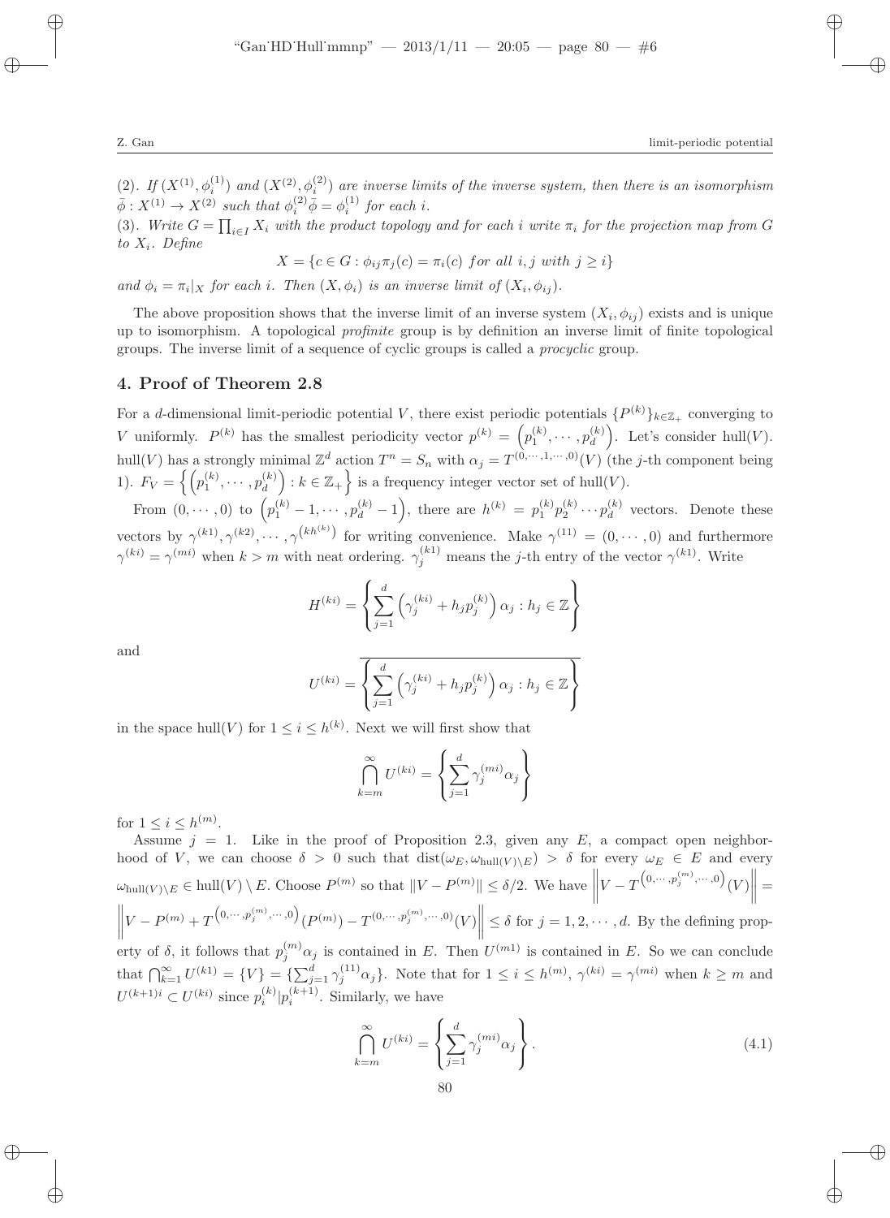(2). *If* $(X^{(1)}, \phi_i^{(1)})$ *and* $(X^{(2)}, \phi_i^{(2)})$ *are inverse limits of the inverse system, then there is an isomorphism* $\bar{\phi} : X^{(1)} \to X^{(2)}$ *such that* $\phi_i^{(2)} \bar{\phi} = \phi_i^{(1)}$ *for each* $i$.

(3). *Write* $G = \prod_{i \in I} X_i$ *with the product topology and for each* $i$ *write* $\pi_i$ *for the projection map from* $G$ *to* $X_i$. *Define*

$$X = \{c \in G : \phi_{ij}\pi_j(c) = \pi_i(c) \ \textit{for all} \ i, j \ \textit{with} \ j \geq i\}$$

*and* $\phi_i = \pi_i|_X$ *for each* $i$. *Then* $(X, \phi_i)$ *is an inverse limit of* $(X_i, \phi_{ij})$.

The above proposition shows that the inverse limit of an inverse system $(X_i, \phi_{ij})$ exists and is unique up to isomorphism. A topological *profinite* group is by definition an inverse limit of finite topological groups. The inverse limit of a sequence of cyclic groups is called a *procyclic* group.

## 4. Proof of Theorem 2.8

For a $d$-dimensional limit-periodic potential $V$, there exist periodic potentials $\{P^{(k)}\}_{k \in \mathbb{Z}_+}$ converging to $V$ uniformly. $P^{(k)}$ has the smallest periodicity vector $p^{(k)} = \left(p_1^{(k)}, \cdots, p_d^{(k)}\right)$. Let's consider hull$(V)$. hull$(V)$ has a strongly minimal $\mathbb{Z}^d$ action $T^n = S_n$ with $\alpha_j = T^{(0,\cdots,1,\cdots,0)}(V)$ (the $j$-th component being 1). $F_V = \left\{ \left(p_1^{(k)}, \cdots, p_d^{(k)}\right) : k \in \mathbb{Z}_+ \right\}$ is a frequency integer vector set of hull$(V)$.

From $(0, \cdots, 0)$ to $\left(p_1^{(k)} - 1, \cdots, p_d^{(k)} - 1\right)$, there are $h^{(k)} = p_1^{(k)} p_2^{(k)} \cdots p_d^{(k)}$ vectors. Denote these vectors by $\gamma^{(k1)}, \gamma^{(k2)}, \cdots, \gamma^{(kh^{(k)})}$ for writing convenience. Make $\gamma^{(11)} = (0, \cdots, 0)$ and furthermore $\gamma^{(ki)} = \gamma^{(mi)}$ when $k > m$ with neat ordering. $\gamma_j^{(k1)}$ means the $j$-th entry of the vector $\gamma^{(k1)}$. Write

$$H^{(ki)} = \left\{ \sum_{j=1}^{d} \left( \gamma_j^{(ki)} + h_j p_j^{(k)} \right) \alpha_j : h_j \in \mathbb{Z} \right\}$$

and

$$U^{(ki)} = \overline{\left\{ \sum_{j=1}^{d} \left( \gamma_j^{(ki)} + h_j p_j^{(k)} \right) \alpha_j : h_j \in \mathbb{Z} \right\}}$$

in the space hull$(V)$ for $1 \leq i \leq h^{(k)}$. Next we will first show that

$$\bigcap_{k=m}^{\infty} U^{(ki)} = \left\{ \sum_{j=1}^{d} \gamma_j^{(mi)} \alpha_j \right\}$$

for $1 \leq i \leq h^{(m)}$.

Assume $j = 1$. Like in the proof of Proposition 2.3, given any $E$, a compact open neighborhood of $V$, we can choose $\delta > 0$ such that $\operatorname{dist}(\omega_E, \omega_{\text{hull}(V) \setminus E}) > \delta$ for every $\omega_E \in E$ and every $\omega_{\text{hull}(V) \setminus E} \in \text{hull}(V) \setminus E$. Choose $P^{(m)}$ so that $\|V - P^{(m)}\| \leq \delta/2$. We have $\left\| V - T^{\left(0,\cdots,p_j^{(m)},\cdots,0\right)}(V) \right\| = \left\| V - P^{(m)} + T^{\left(0,\cdots,p_j^{(m)},\cdots,0\right)}(P^{(m)}) - T^{(0,\cdots,p_j^{(m)},\cdots,0)}(V) \right\| \leq \delta$ for $j = 1, 2, \cdots, d$. By the defining property of $\delta$, it follows that $p_j^{(m)} \alpha_j$ is contained in $E$. Then $U^{(m1)}$ is contained in $E$. So we can conclude that $\bigcap_{k=1}^{\infty} U^{(k1)} = \{V\} = \{\sum_{j=1}^{d} \gamma_j^{(11)} \alpha_j\}$. Note that for $1 \leq i \leq h^{(m)}$, $\gamma^{(ki)} = \gamma^{(mi)}$ when $k \geq m$ and $U^{(k+1)i} \subset U^{(ki)}$ since $p_i^{(k)} | p_i^{(k+1)}$. Similarly, we have

$$\bigcap_{k=m}^{\infty} U^{(ki)} = \left\{ \sum_{j=1}^{d} \gamma_j^{(mi)} \alpha_j \right\}. \tag{4.1}$$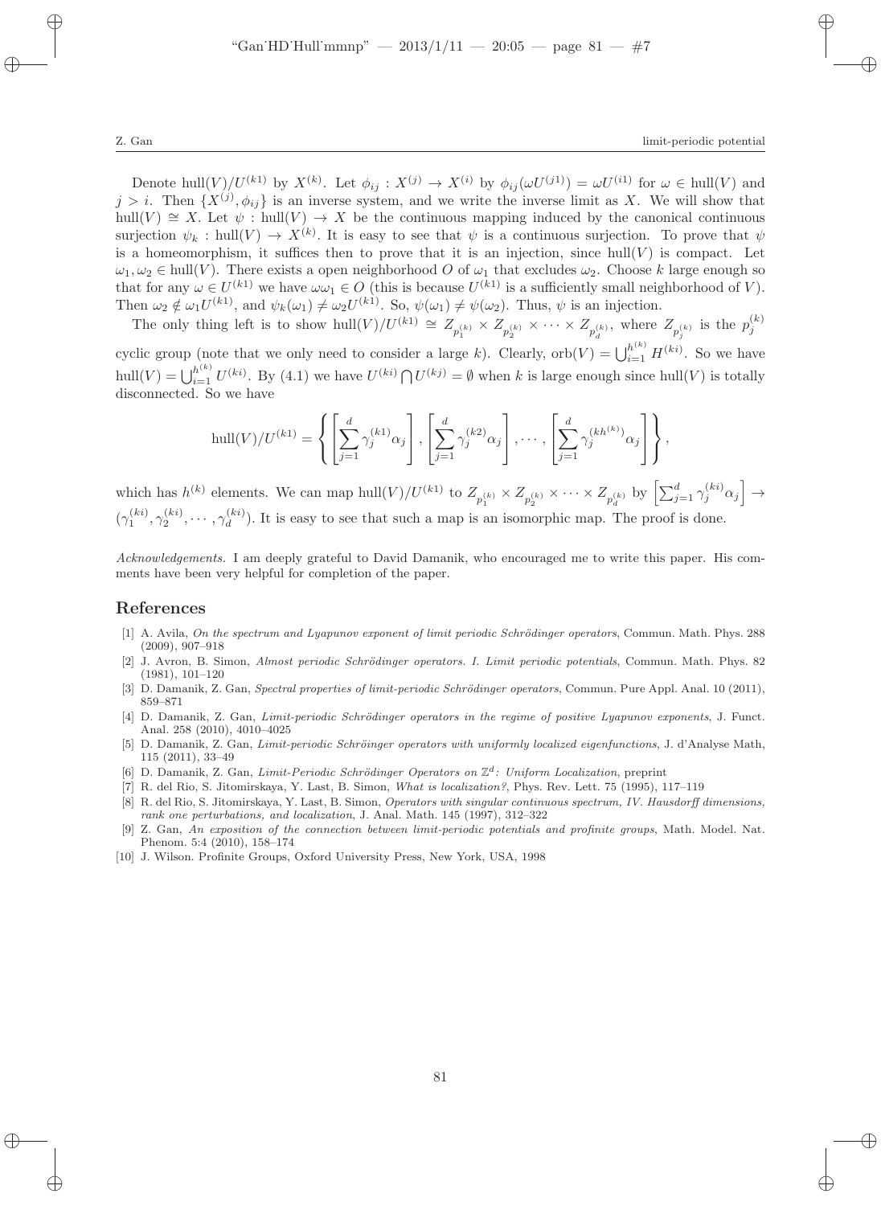Denote $\text{hull}(V)/U^{(k1)}$ by $X^{(k)}$. Let $\phi_{ij} : X^{(j)} \to X^{(i)}$ by $\phi_{ij}(\omega U^{(j1)}) = \omega U^{(i1)}$ for $\omega \in \text{hull}(V)$ and $j > i$. Then $\{X^{(j)}, \phi_{ij}\}$ is an inverse system, and we write the inverse limit as $X$. We will show that $\text{hull}(V) \cong X$. Let $\psi : \text{hull}(V) \to X$ be the continuous mapping induced by the canonical continuous surjection $\psi_k : \text{hull}(V) \to X^{(k)}$. It is easy to see that $\psi$ is a continuous surjection. To prove that $\psi$ is a homeomorphism, it suffices then to prove that it is an injection, since $\text{hull}(V)$ is compact. Let $\omega_1, \omega_2 \in \text{hull}(V)$. There exists a open neighborhood $O$ of $\omega_1$ that excludes $\omega_2$. Choose $k$ large enough so that for any $\omega \in U^{(k1)}$ we have $\omega\omega_1 \in O$ (this is because $U^{(k1)}$ is a sufficiently small neighborhood of $V$). Then $\omega_2 \notin \omega_1 U^{(k1)}$, and $\psi_k(\omega_1) \neq \omega_2 U^{(k1)}$. So, $\psi(\omega_1) \neq \psi(\omega_2)$. Thus, $\psi$ is an injection.

The only thing left is to show $\text{hull}(V)/U^{(k1)} \cong Z_{p_1^{(k)}} \times Z_{p_2^{(k)}} \times \cdots \times Z_{p_d^{(k)}}$, where $Z_{p_j^{(k)}}$ is the $p_j^{(k)}$ cyclic group (note that we only need to consider a large $k$). Clearly, $\text{orb}(V) = \bigcup_{i=1}^{h^{(k)}} H^{(ki)}$. So we have $\text{hull}(V) = \bigcup_{i=1}^{h^{(k)}} U^{(ki)}$. By (4.1) we have $U^{(ki)} \bigcap U^{(kj)} = \emptyset$ when $k$ is large enough since $\text{hull}(V)$ is totally disconnected. So we have

$$\text{hull}(V)/U^{(k1)} = \left\{ \left[ \sum_{j=1}^{d} \gamma_j^{(k1)} \alpha_j \right], \left[ \sum_{j=1}^{d} \gamma_j^{(k2)} \alpha_j \right], \cdots, \left[ \sum_{j=1}^{d} \gamma_j^{(kh^{(k)})} \alpha_j \right] \right\},$$

which has $h^{(k)}$ elements. We can map $\text{hull}(V)/U^{(k1)}$ to $Z_{p_1^{(k)}} \times Z_{p_2^{(k)}} \times \cdots \times Z_{p_d^{(k)}}$ by $\left[\sum_{j=1}^{d} \gamma_j^{(ki)} \alpha_j\right] \to (\gamma_1^{(ki)}, \gamma_2^{(ki)}, \cdots, \gamma_d^{(ki)})$. It is easy to see that such a map is an isomorphic map. The proof is done.

*Acknowledgements.* I am deeply grateful to David Damanik, who encouraged me to write this paper. His comments have been very helpful for completion of the paper.

## References

[1] A. Avila, *On the spectrum and Lyapunov exponent of limit periodic Schrödinger operators*, Commun. Math. Phys. 288 (2009), 907–918

[2] J. Avron, B. Simon, *Almost periodic Schrödinger operators. I. Limit periodic potentials*, Commun. Math. Phys. 82 (1981), 101–120

[3] D. Damanik, Z. Gan, *Spectral properties of limit-periodic Schrödinger operators*, Commun. Pure Appl. Anal. 10 (2011), 859–871

[4] D. Damanik, Z. Gan, *Limit-periodic Schrödinger operators in the regime of positive Lyapunov exponents*, J. Funct. Anal. 258 (2010), 4010–4025

[5] D. Damanik, Z. Gan, *Limit-periodic Schröinger operators with uniformly localized eigenfunctions*, J. d'Analyse Math, 115 (2011), 33–49

[6] D. Damanik, Z. Gan, *Limit-Periodic Schrödinger Operators on $\mathbb{Z}^d$: Uniform Localization*, preprint

[7] R. del Rio, S. Jitomirskaya, Y. Last, B. Simon, *What is localization?*, Phys. Rev. Lett. 75 (1995), 117–119

[8] R. del Rio, S. Jitomirskaya, Y. Last, B. Simon, *Operators with singular continuous spectrum, IV. Hausdorff dimensions, rank one perturbations, and localization*, J. Anal. Math. 145 (1997), 312–322

[9] Z. Gan, *An exposition of the connection between limit-periodic potentials and profinite groups*, Math. Model. Nat. Phenom. 5:4 (2010), 158–174

[10] J. Wilson. Profinite Groups, Oxford University Press, New York, USA, 1998